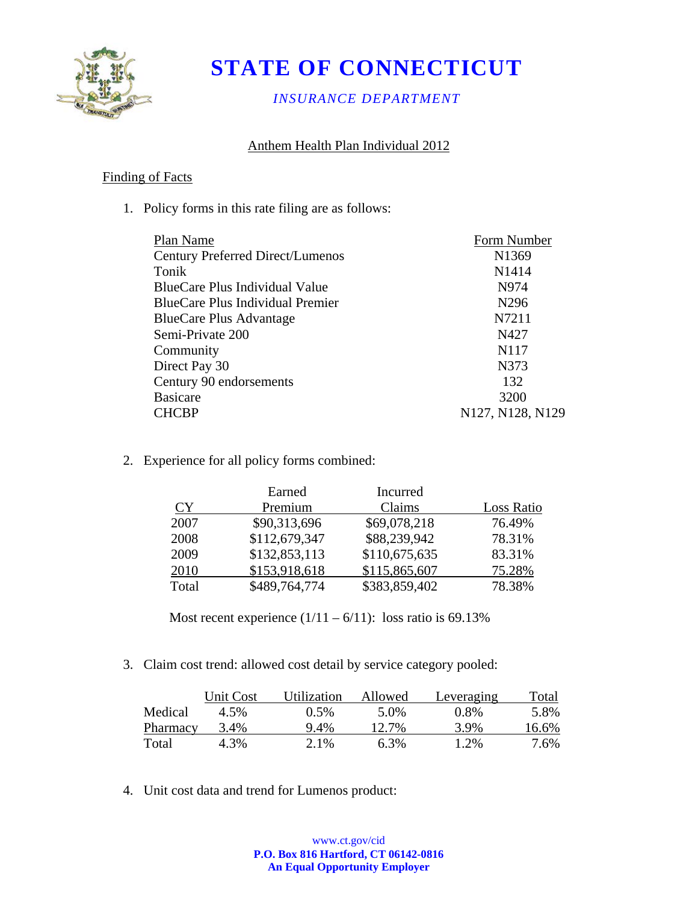# STATE OF CONNECTICUT

*INSURANCE DEPARTMENT*

## Anthem Health Plan Individual 2012

### Finding of Facts

1. Policy forms in this rate filing are as follows:

| Plan Name | Form Number |
|---|---|
| Century Preferred Direct/Lumenos | N1369 |
| Tonik | N1414 |
| BlueCare Plus Individual Value | N974 |
| BlueCare Plus Individual Premier | N296 |
| BlueCare Plus Advantage | N7211 |
| Semi-Private 200 | N427 |
| Community | N117 |
| Direct Pay 30 | N373 |
| Century 90 endorsements | 132 |
| Basicare | 3200 |
| CHCBP | N127, N128, N129 |

2. Experience for all policy forms combined:

| CY | Earned Premium | Incurred Claims | Loss Ratio |
|---|---|---|---|
| 2007 | $90,313,696 | $69,078,218 | 76.49% |
| 2008 | $112,679,347 | $88,239,942 | 78.31% |
| 2009 | $132,853,113 | $110,675,635 | 83.31% |
| 2010 | $153,918,618 | $115,865,607 | 75.28% |
| Total | $489,764,774 | $383,859,402 | 78.38% |

Most recent experience (1/11 – 6/11): loss ratio is 69.13%

3. Claim cost trend: allowed cost detail by service category pooled:

| | Unit Cost | Utilization | Allowed | Leveraging | Total |
|---|---|---|---|---|---|
| Medical | 4.5% | 0.5% | 5.0% | 0.8% | 5.8% |
| Pharmacy | 3.4% | 9.4% | 12.7% | 3.9% | 16.6% |
| Total | 4.3% | 2.1% | 6.3% | 1.2% | 7.6% |

4. Unit cost data and trend for Lumenos product: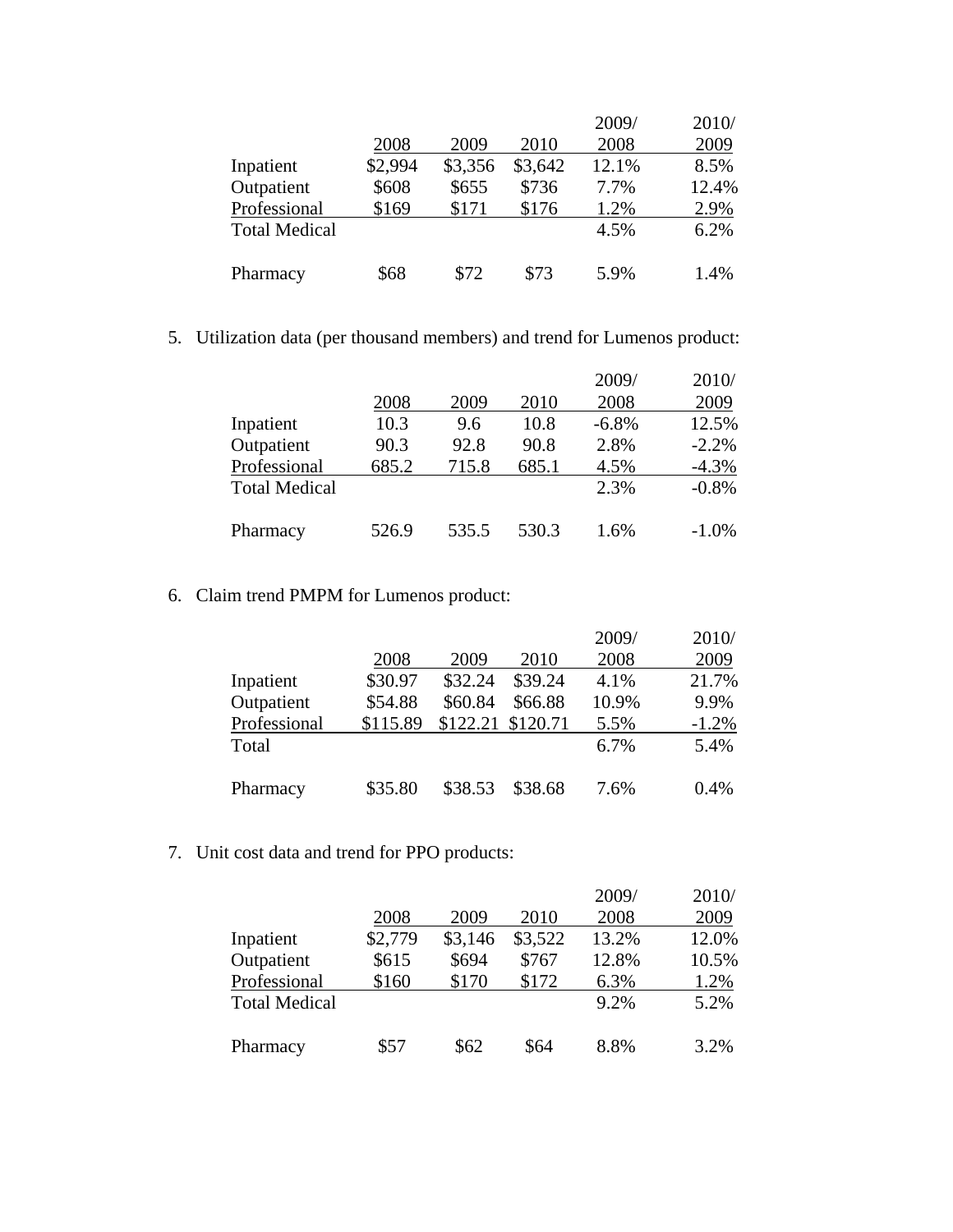| | 2008 | 2009 | 2010 | 2009/ 2008 | 2010/ 2009 |
|---|---|---|---|---|---|
| Inpatient | $2,994 | $3,356 | $3,642 | 12.1% | 8.5% |
| Outpatient | $608 | $655 | $736 | 7.7% | 12.4% |
| Professional | $169 | $171 | $176 | 1.2% | 2.9% |
| Total Medical | | | | 4.5% | 6.2% |
| | | | | | |
| Pharmacy | $68 | $72 | $73 | 5.9% | 1.4% |

5. Utilization data (per thousand members) and trend for Lumenos product:

| | 2008 | 2009 | 2010 | 2009/ 2008 | 2010/ 2009 |
|---|---|---|---|---|---|
| Inpatient | 10.3 | 9.6 | 10.8 | -6.8% | 12.5% |
| Outpatient | 90.3 | 92.8 | 90.8 | 2.8% | -2.2% |
| Professional | 685.2 | 715.8 | 685.1 | 4.5% | -4.3% |
| Total Medical | | | | 2.3% | -0.8% |
| | | | | | |
| Pharmacy | 526.9 | 535.5 | 530.3 | 1.6% | -1.0% |

6. Claim trend PMPM for Lumenos product:

| | 2008 | 2009 | 2010 | 2009/ 2008 | 2010/ 2009 |
|---|---|---|---|---|---|
| Inpatient | $30.97 | $32.24 | $39.24 | 4.1% | 21.7% |
| Outpatient | $54.88 | $60.84 | $66.88 | 10.9% | 9.9% |
| Professional | $115.89 | $122.21 | $120.71 | 5.5% | -1.2% |
| Total | | | | 6.7% | 5.4% |
| | | | | | |
| Pharmacy | $35.80 | $38.53 | $38.68 | 7.6% | 0.4% |

7. Unit cost data and trend for PPO products:

| | 2008 | 2009 | 2010 | 2009/ 2008 | 2010/ 2009 |
|---|---|---|---|---|---|
| Inpatient | $2,779 | $3,146 | $3,522 | 13.2% | 12.0% |
| Outpatient | $615 | $694 | $767 | 12.8% | 10.5% |
| Professional | $160 | $170 | $172 | 6.3% | 1.2% |
| Total Medical | | | | 9.2% | 5.2% |
| | | | | | |
| Pharmacy | $57 | $62 | $64 | 8.8% | 3.2% |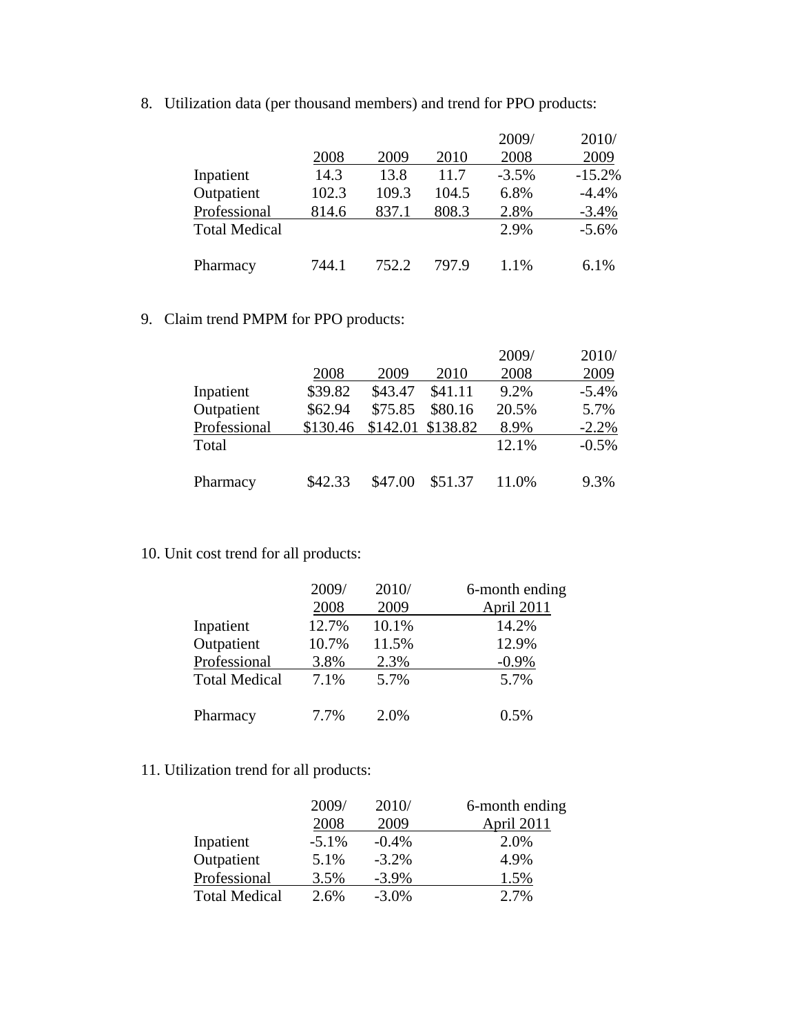8. Utilization data (per thousand members) and trend for PPO products:

| | 2008 | 2009 | 2010 | 2009/ 2008 | 2010/ 2009 |
|---|---|---|---|---|---|
| Inpatient | 14.3 | 13.8 | 11.7 | -3.5% | -15.2% |
| Outpatient | 102.3 | 109.3 | 104.5 | 6.8% | -4.4% |
| Professional | 814.6 | 837.1 | 808.3 | 2.8% | -3.4% |
| Total Medical | | | | 2.9% | -5.6% |
| Pharmacy | 744.1 | 752.2 | 797.9 | 1.1% | 6.1% |

9. Claim trend PMPM for PPO products:

| | 2008 | 2009 | 2010 | 2009/ 2008 | 2010/ 2009 |
|---|---|---|---|---|---|
| Inpatient | $39.82 | $43.47 | $41.11 | 9.2% | -5.4% |
| Outpatient | $62.94 | $75.85 | $80.16 | 20.5% | 5.7% |
| Professional | $130.46 | $142.01 | $138.82 | 8.9% | -2.2% |
| Total | | | | 12.1% | -0.5% |
| Pharmacy | $42.33 | $47.00 | $51.37 | 11.0% | 9.3% |

10. Unit cost trend for all products:

| | 2009/ 2008 | 2010/ 2009 | 6-month ending April 2011 |
|---|---|---|---|
| Inpatient | 12.7% | 10.1% | 14.2% |
| Outpatient | 10.7% | 11.5% | 12.9% |
| Professional | 3.8% | 2.3% | -0.9% |
| Total Medical | 7.1% | 5.7% | 5.7% |
| Pharmacy | 7.7% | 2.0% | 0.5% |

11. Utilization trend for all products:

| | 2009/ 2008 | 2010/ 2009 | 6-month ending April 2011 |
|---|---|---|---|
| Inpatient | -5.1% | -0.4% | 2.0% |
| Outpatient | 5.1% | -3.2% | 4.9% |
| Professional | 3.5% | -3.9% | 1.5% |
| Total Medical | 2.6% | -3.0% | 2.7% |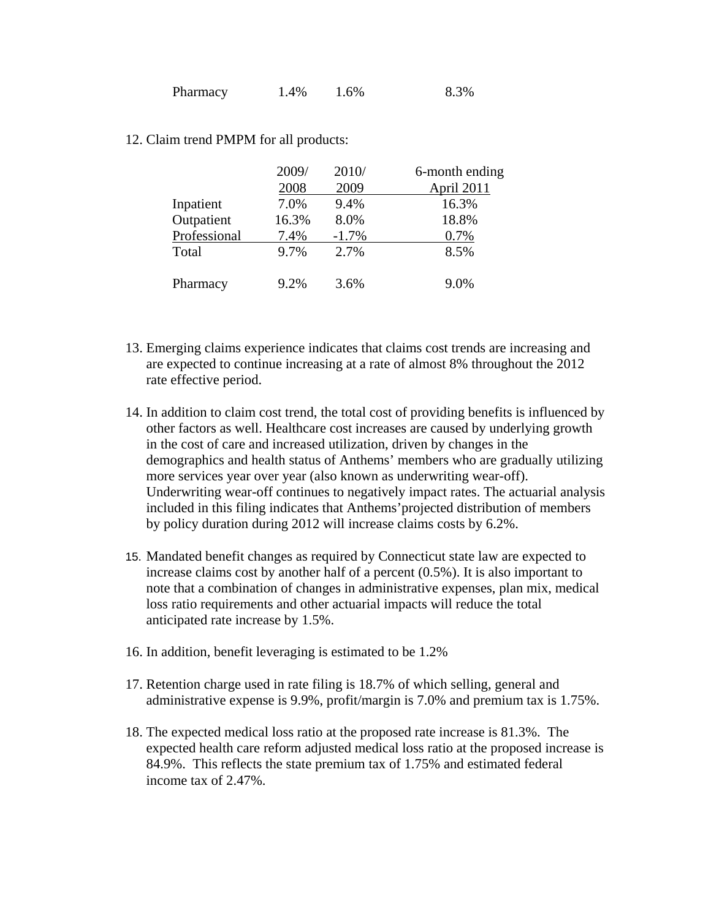| Pharmacy | 1.4% | 1.6% | 8.3% |
|---|---|---|---|

12. Claim trend PMPM for all products:

| | 2009/ 2008 | 2010/ 2009 | 6-month ending April 2011 |
|---|---|---|---|
| Inpatient | 7.0% | 9.4% | 16.3% |
| Outpatient | 16.3% | 8.0% | 18.8% |
| Professional | 7.4% | -1.7% | 0.7% |
| Total | 9.7% | 2.7% | 8.5% |
| Pharmacy | 9.2% | 3.6% | 9.0% |

13. Emerging claims experience indicates that claims cost trends are increasing and are expected to continue increasing at a rate of almost 8% throughout the 2012 rate effective period.

14. In addition to claim cost trend, the total cost of providing benefits is influenced by other factors as well. Healthcare cost increases are caused by underlying growth in the cost of care and increased utilization, driven by changes in the demographics and health status of Anthems' members who are gradually utilizing more services year over year (also known as underwriting wear-off). Underwriting wear-off continues to negatively impact rates. The actuarial analysis included in this filing indicates that Anthems'projected distribution of members by policy duration during 2012 will increase claims costs by 6.2%.

15. Mandated benefit changes as required by Connecticut state law are expected to increase claims cost by another half of a percent (0.5%). It is also important to note that a combination of changes in administrative expenses, plan mix, medical loss ratio requirements and other actuarial impacts will reduce the total anticipated rate increase by 1.5%.

16. In addition, benefit leveraging is estimated to be 1.2%

17. Retention charge used in rate filing is 18.7% of which selling, general and administrative expense is 9.9%, profit/margin is 7.0% and premium tax is 1.75%.

18. The expected medical loss ratio at the proposed rate increase is 81.3%. The expected health care reform adjusted medical loss ratio at the proposed increase is 84.9%. This reflects the state premium tax of 1.75% and estimated federal income tax of 2.47%.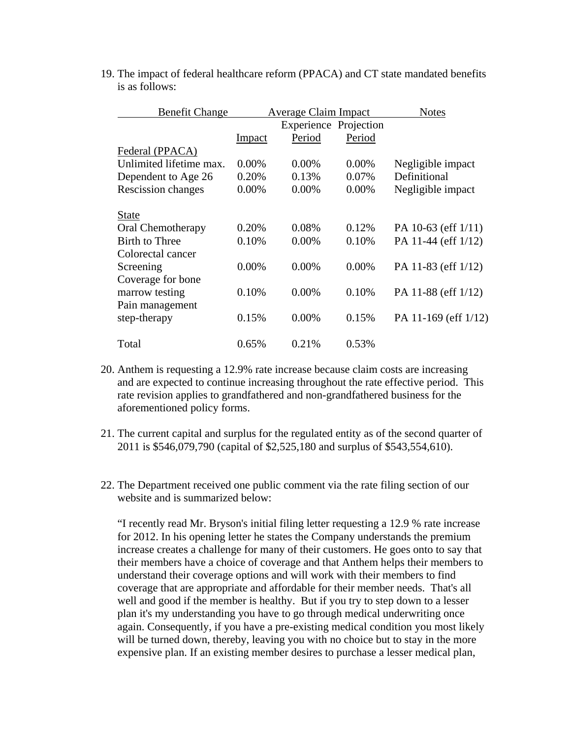19. The impact of federal healthcare reform (PPACA) and CT state mandated benefits is as follows:

| Benefit Change | | Average Claim Impact | | Notes |
|---|---|---|---|---|
| | Impact | Experience Period | Projection Period | |
| Federal (PPACA) | | | | |
| Unlimited lifetime max. | 0.00% | 0.00% | 0.00% | Negligible impact |
| Dependent to Age 26 | 0.20% | 0.13% | 0.07% | Definitional |
| Rescission changes | 0.00% | 0.00% | 0.00% | Negligible impact |
| State | | | | |
| Oral Chemotherapy | 0.20% | 0.08% | 0.12% | PA 10-63 (eff 1/11) |
| Birth to Three | 0.10% | 0.00% | 0.10% | PA 11-44 (eff 1/12) |
| Colorectal cancer Screening | 0.00% | 0.00% | 0.00% | PA 11-83 (eff 1/12) |
| Coverage for bone marrow testing | 0.10% | 0.00% | 0.10% | PA 11-88 (eff 1/12) |
| Pain management step-therapy | 0.15% | 0.00% | 0.15% | PA 11-169 (eff 1/12) |
| Total | 0.65% | 0.21% | 0.53% | |

20. Anthem is requesting a 12.9% rate increase because claim costs are increasing and are expected to continue increasing throughout the rate effective period. This rate revision applies to grandfathered and non-grandfathered business for the aforementioned policy forms.

21. The current capital and surplus for the regulated entity as of the second quarter of 2011 is $546,079,790 (capital of $2,525,180 and surplus of $543,554,610).

22. The Department received one public comment via the rate filing section of our website and is summarized below:

"I recently read Mr. Bryson's initial filing letter requesting a 12.9 % rate increase for 2012. In his opening letter he states the Company understands the premium increase creates a challenge for many of their customers. He goes onto to say that their members have a choice of coverage and that Anthem helps their members to understand their coverage options and will work with their members to find coverage that are appropriate and affordable for their member needs. That's all well and good if the member is healthy. But if you try to step down to a lesser plan it's my understanding you have to go through medical underwriting once again. Consequently, if you have a pre-existing medical condition you most likely will be turned down, thereby, leaving you with no choice but to stay in the more expensive plan. If an existing member desires to purchase a lesser medical plan,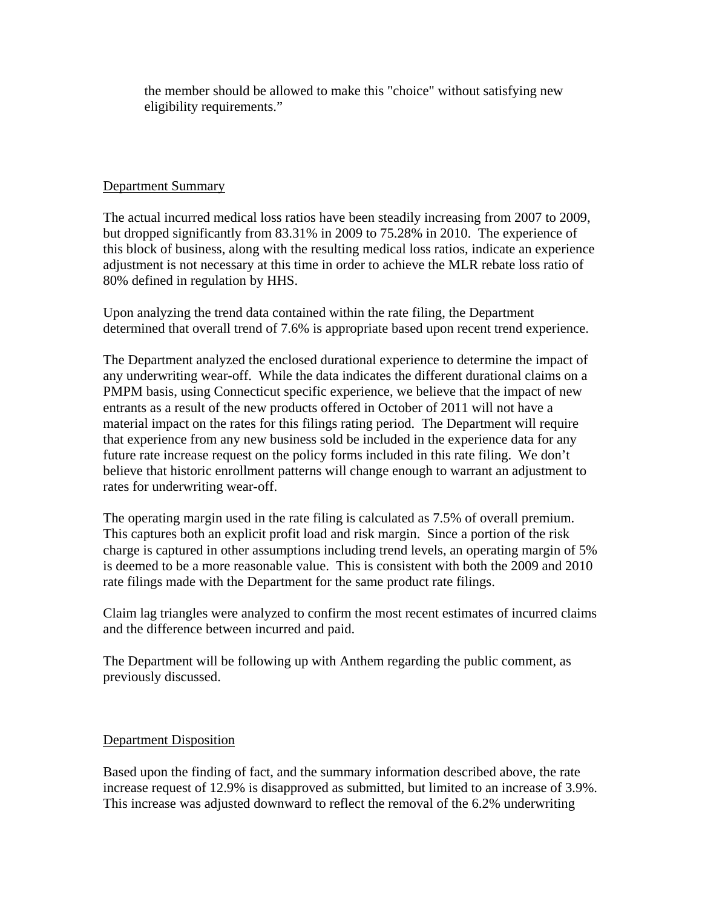the member should be allowed to make this "choice" without satisfying new eligibility requirements.”

Department Summary

The actual incurred medical loss ratios have been steadily increasing from 2007 to 2009, but dropped significantly from 83.31% in 2009 to 75.28% in 2010. The experience of this block of business, along with the resulting medical loss ratios, indicate an experience adjustment is not necessary at this time in order to achieve the MLR rebate loss ratio of 80% defined in regulation by HHS.

Upon analyzing the trend data contained within the rate filing, the Department determined that overall trend of 7.6% is appropriate based upon recent trend experience.

The Department analyzed the enclosed durational experience to determine the impact of any underwriting wear-off. While the data indicates the different durational claims on a PMPM basis, using Connecticut specific experience, we believe that the impact of new entrants as a result of the new products offered in October of 2011 will not have a material impact on the rates for this filings rating period. The Department will require that experience from any new business sold be included in the experience data for any future rate increase request on the policy forms included in this rate filing. We don’t believe that historic enrollment patterns will change enough to warrant an adjustment to rates for underwriting wear-off.

The operating margin used in the rate filing is calculated as 7.5% of overall premium. This captures both an explicit profit load and risk margin. Since a portion of the risk charge is captured in other assumptions including trend levels, an operating margin of 5% is deemed to be a more reasonable value. This is consistent with both the 2009 and 2010 rate filings made with the Department for the same product rate filings.

Claim lag triangles were analyzed to confirm the most recent estimates of incurred claims and the difference between incurred and paid.

The Department will be following up with Anthem regarding the public comment, as previously discussed.

Department Disposition

Based upon the finding of fact, and the summary information described above, the rate increase request of 12.9% is disapproved as submitted, but limited to an increase of 3.9%. This increase was adjusted downward to reflect the removal of the 6.2% underwriting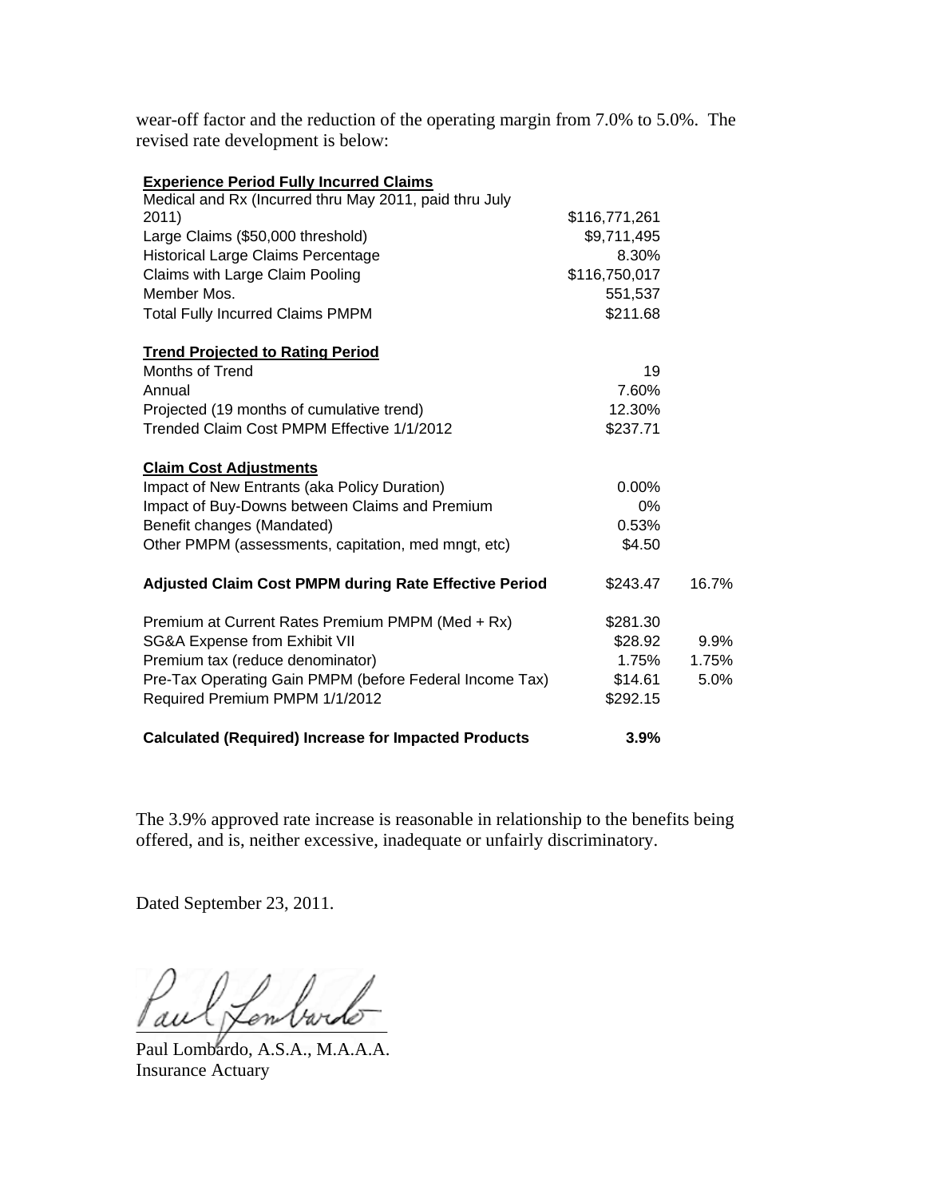wear-off factor and the reduction of the operating margin from 7.0% to 5.0%. The revised rate development is below:

| | | |
|---|---|---|
| **Experience Period Fully Incurred Claims** | | |
| Medical and Rx (Incurred thru May 2011, paid thru July 2011) | $116,771,261 | |
| Large Claims ($50,000 threshold) | $9,711,495 | |
| Historical Large Claims Percentage | 8.30% | |
| Claims with Large Claim Pooling | $116,750,017 | |
| Member Mos. | 551,537 | |
| Total Fully Incurred Claims PMPM | $211.68 | |
| **Trend Projected to Rating Period** | | |
| Months of Trend | 19 | |
| Annual | 7.60% | |
| Projected (19 months of cumulative trend) | 12.30% | |
| Trended Claim Cost PMPM Effective 1/1/2012 | $237.71 | |
| **Claim Cost Adjustments** | | |
| Impact of New Entrants (aka Policy Duration) | 0.00% | |
| Impact of Buy-Downs between Claims and Premium | 0% | |
| Benefit changes (Mandated) | 0.53% | |
| Other PMPM (assessments, capitation, med mngt, etc) | $4.50 | |
| **Adjusted Claim Cost PMPM during Rate Effective Period** | $243.47 | 16.7% |
| Premium at Current Rates Premium PMPM (Med + Rx) | $281.30 | |
| SG&A Expense from Exhibit VII | $28.92 | 9.9% |
| Premium tax (reduce denominator) | 1.75% | 1.75% |
| Pre-Tax Operating Gain PMPM (before Federal Income Tax) | $14.61 | 5.0% |
| Required Premium PMPM 1/1/2012 | $292.15 | |
| **Calculated (Required) Increase for Impacted Products** | **3.9%** | |

The 3.9% approved rate increase is reasonable in relationship to the benefits being offered, and is, neither excessive, inadequate or unfairly discriminatory.

Dated September 23, 2011.

Paul Lombardo, A.S.A., M.A.A.A.
Insurance Actuary